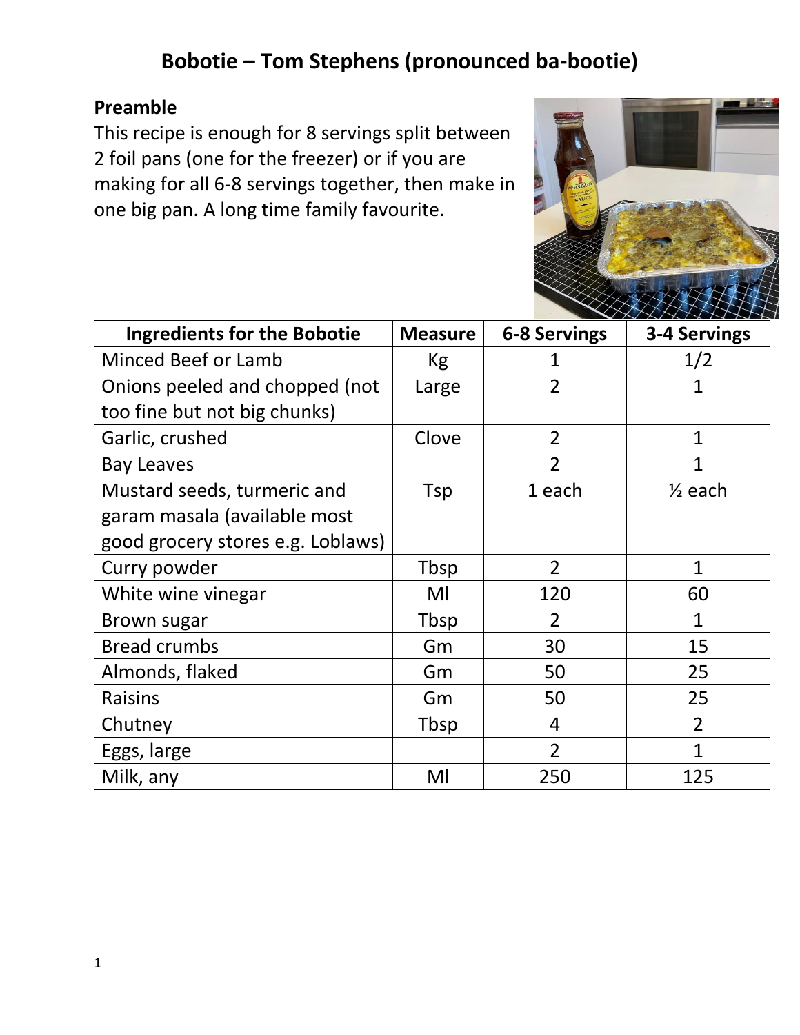# Bobotie – Tom Stephens (pronounced ba-bootie)

## Preamble

This recipe is enough for 8 servings split between 2 foil pans (one for the freezer) or if you are making for all 6-8 servings together, then make in one big pan. A long time family favourite.

| Ingredients for the Bobotie | Measure | 6-8 Servings | 3-4 Servings |
|---|---|---|---|
| Minced Beef or Lamb | Kg | 1 | 1/2 |
| Onions peeled and chopped (not too fine but not big chunks) | Large | 2 | 1 |
| Garlic, crushed | Clove | 2 | 1 |
| Bay Leaves | | 2 | 1 |
| Mustard seeds, turmeric and garam masala (available most good grocery stores e.g. Loblaws) | Tsp | 1 each | ½ each |
| Curry powder | Tbsp | 2 | 1 |
| White wine vinegar | Ml | 120 | 60 |
| Brown sugar | Tbsp | 2 | 1 |
| Bread crumbs | Gm | 30 | 15 |
| Almonds, flaked | Gm | 50 | 25 |
| Raisins | Gm | 50 | 25 |
| Chutney | Tbsp | 4 | 2 |
| Eggs, large | | 2 | 1 |
| Milk, any | Ml | 250 | 125 |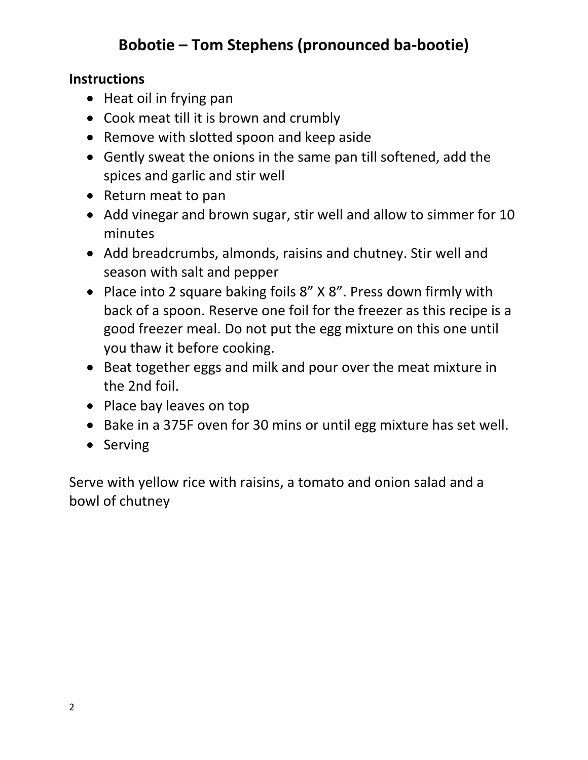# Bobotie – Tom Stephens (pronounced ba-bootie)

### Instructions

- Heat oil in frying pan
- Cook meat till it is brown and crumbly
- Remove with slotted spoon and keep aside
- Gently sweat the onions in the same pan till softened, add the spices and garlic and stir well
- Return meat to pan
- Add vinegar and brown sugar, stir well and allow to simmer for 10 minutes
- Add breadcrumbs, almonds, raisins and chutney. Stir well and season with salt and pepper
- Place into 2 square baking foils 8" X 8". Press down firmly with back of a spoon. Reserve one foil for the freezer as this recipe is a good freezer meal. Do not put the egg mixture on this one until you thaw it before cooking.
- Beat together eggs and milk and pour over the meat mixture in the 2nd foil.
- Place bay leaves on top
- Bake in a 375F oven for 30 mins or until egg mixture has set well.
- Serving

Serve with yellow rice with raisins, a tomato and onion salad and a bowl of chutney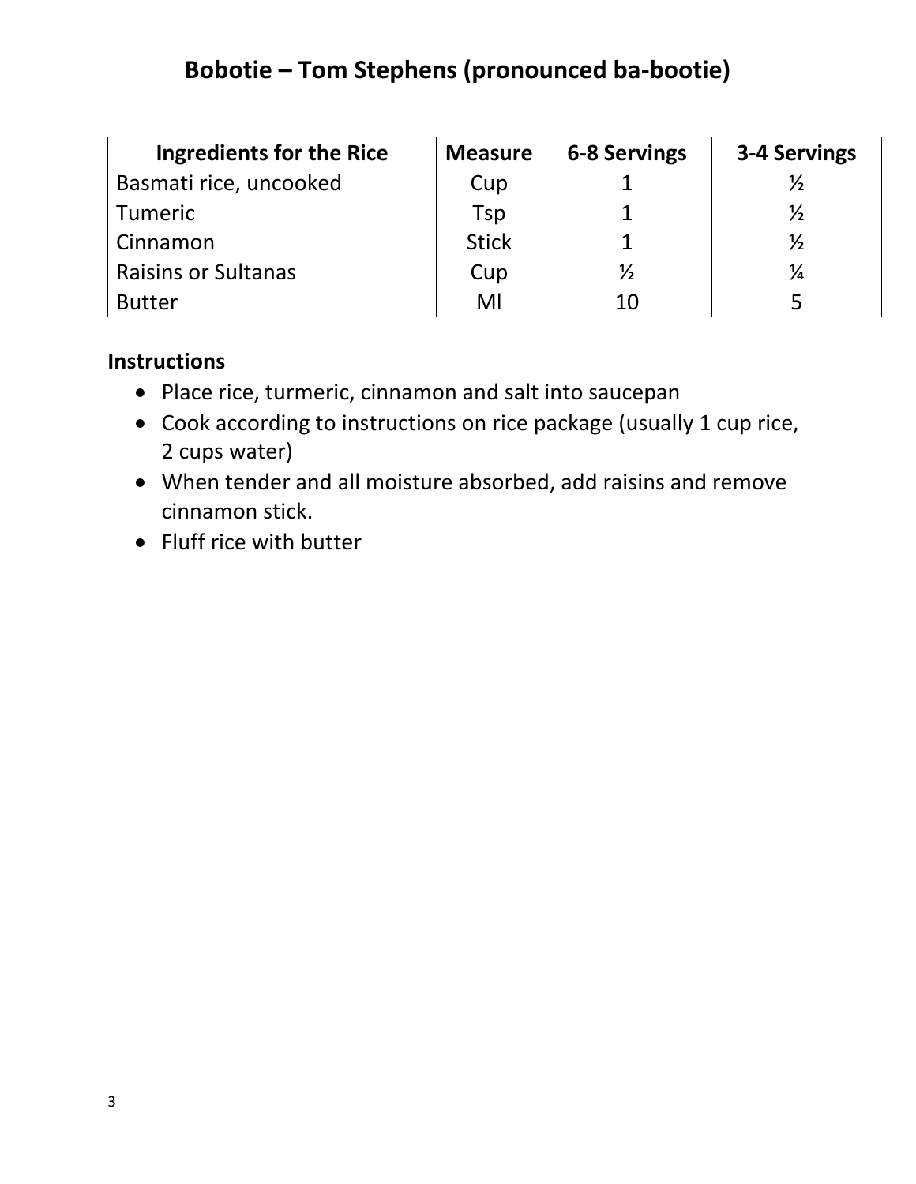# Bobotie – Tom Stephens (pronounced ba-bootie)

| Ingredients for the Rice | Measure | 6-8 Servings | 3-4 Servings |
|---|---|---|---|
| Basmati rice, uncooked | Cup | 1 | ½ |
| Tumeric | Tsp | 1 | ½ |
| Cinnamon | Stick | 1 | ½ |
| Raisins or Sultanas | Cup | ½ | ¼ |
| Butter | Ml | 10 | 5 |

**Instructions**

- Place rice, turmeric, cinnamon and salt into saucepan
- Cook according to instructions on rice package (usually 1 cup rice, 2 cups water)
- When tender and all moisture absorbed, add raisins and remove cinnamon stick.
- Fluff rice with butter